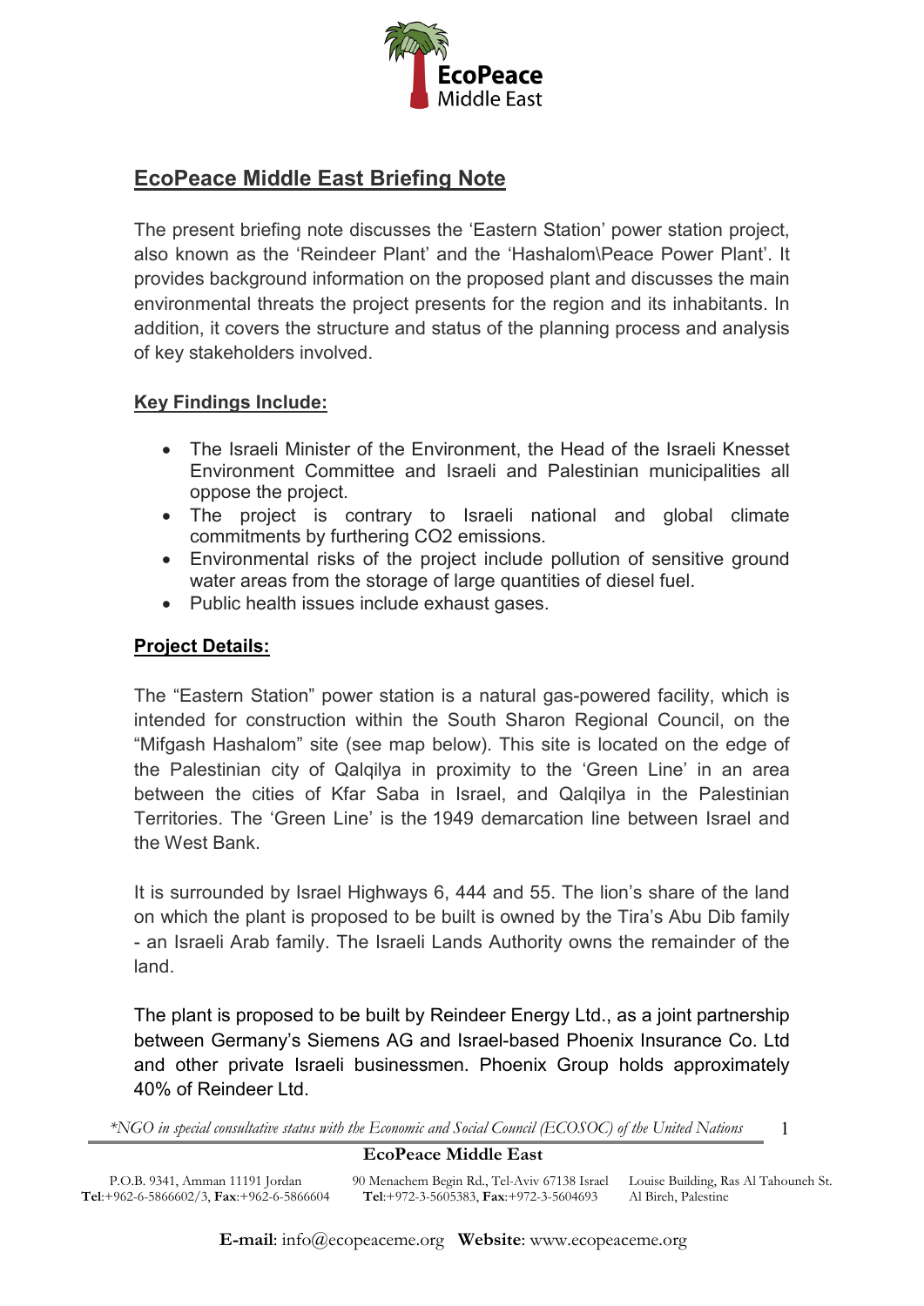# EcoPeace Middle East Briefing Note

The present briefing note discusses the 'Eastern Station' power station project, also known as the 'Reindeer Plant' and the 'Hashalom\Peace Power Plant'. It provides background information on the proposed plant and discusses the main environmental threats the project presents for the region and its inhabitants. In addition, it covers the structure and status of the planning process and analysis of key stakeholders involved.

## Key Findings Include:

- The Israeli Minister of the Environment, the Head of the Israeli Knesset Environment Committee and Israeli and Palestinian municipalities all oppose the project.
- The project is contrary to Israeli national and global climate commitments by furthering $CO_2$ emissions.
- Environmental risks of the project include pollution of sensitive ground water areas from the storage of large quantities of diesel fuel.
- Public health issues include exhaust gases.

## Project Details:

The "Eastern Station" power station is a natural gas-powered facility, which is intended for construction within the South Sharon Regional Council, on the "Mifgash Hashalom" site (see map below). This site is located on the edge of the Palestinian city of Qalqilya in proximity to the 'Green Line' in an area between the cities of Kfar Saba in Israel, and Qalqilya in the Palestinian Territories. The 'Green Line' is the 1949 demarcation line between Israel and the West Bank.

It is surrounded by Israel Highways 6, 444 and 55. The lion's share of the land on which the plant is proposed to be built is owned by the Tira's Abu Dib family - an Israeli Arab family. The Israeli Lands Authority owns the remainder of the land.

The plant is proposed to be built by Reindeer Energy Ltd., as a joint partnership between Germany's Siemens AG and Israel-based Phoenix Insurance Co. Ltd and other private Israeli businessmen. Phoenix Group holds approximately 40% of Reindeer Ltd.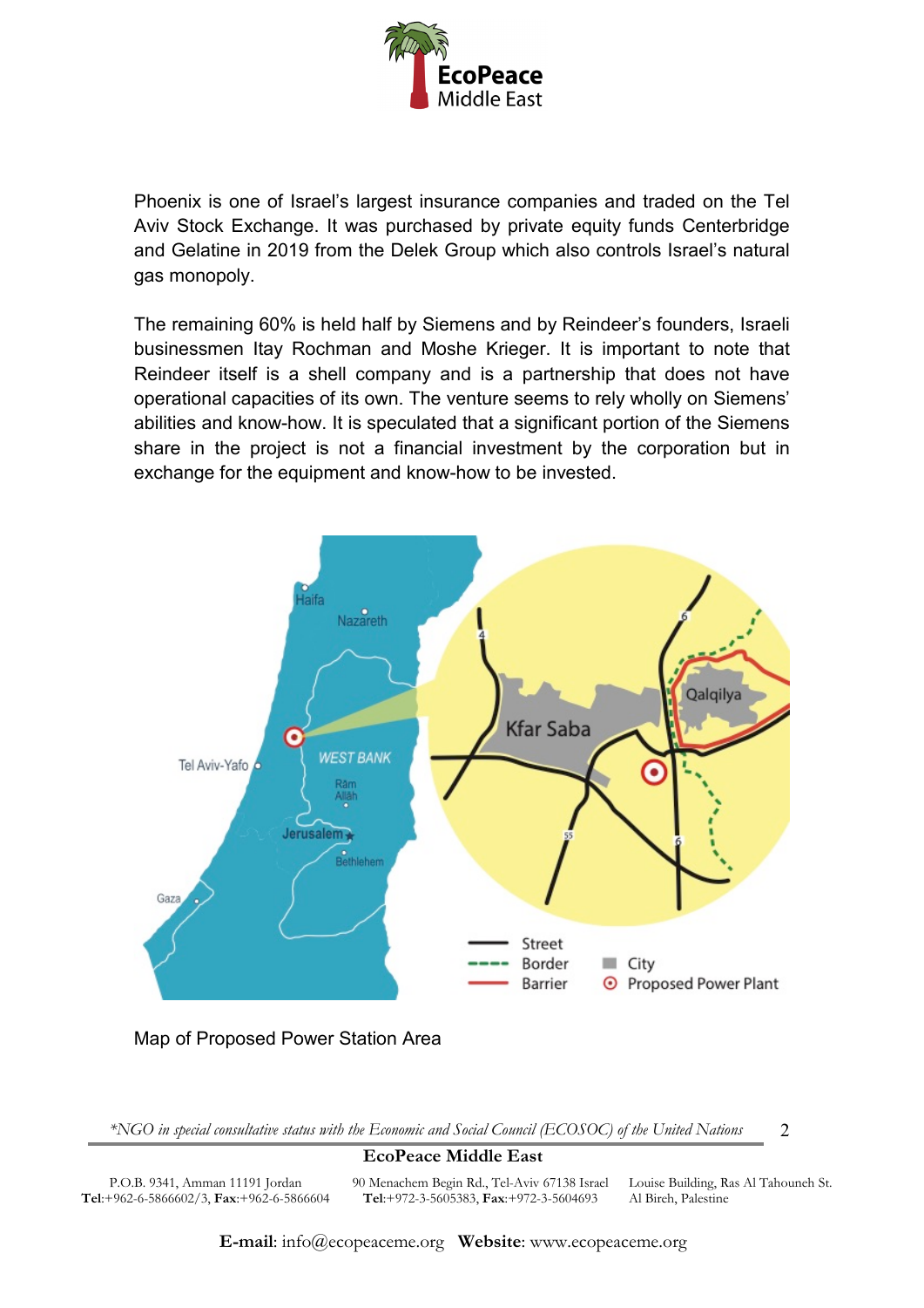Phoenix is one of Israel's largest insurance companies and traded on the Tel Aviv Stock Exchange. It was purchased by private equity funds Centerbridge and Gelatine in 2019 from the Delek Group which also controls Israel's natural gas monopoly.

The remaining 60% is held half by Siemens and by Reindeer's founders, Israeli businessmen Itay Rochman and Moshe Krieger. It is important to note that Reindeer itself is a shell company and is a partnership that does not have operational capacities of its own. The venture seems to rely wholly on Siemens' abilities and know-how. It is speculated that a significant portion of the Siemens share in the project is not a financial investment by the corporation but in exchange for the equipment and know-how to be invested.

Map of Proposed Power Station Area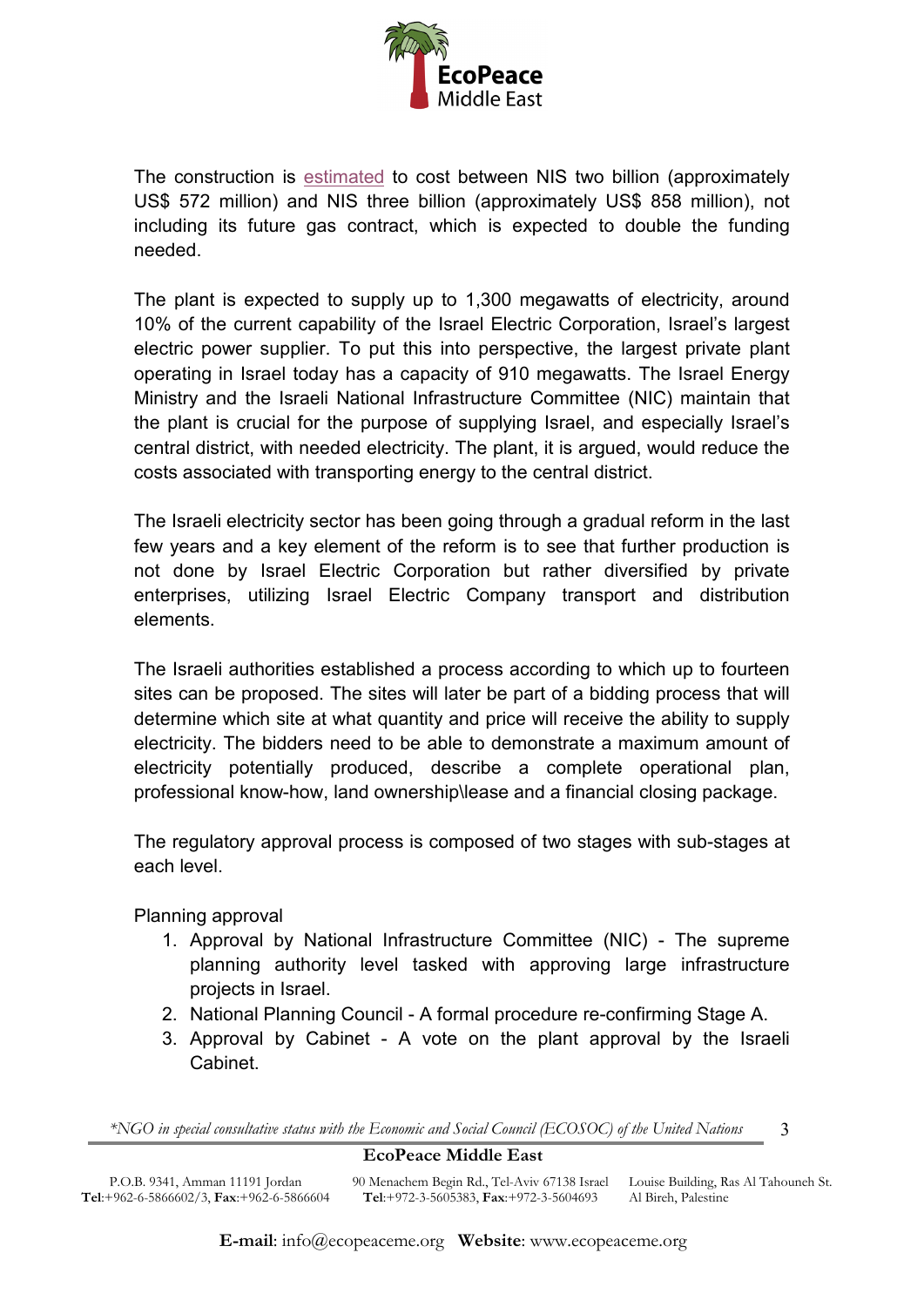The construction is estimated to cost between NIS two billion (approximately US$ 572 million) and NIS three billion (approximately US$ 858 million), not including its future gas contract, which is expected to double the funding needed.

The plant is expected to supply up to 1,300 megawatts of electricity, around 10% of the current capability of the Israel Electric Corporation, Israel's largest electric power supplier. To put this into perspective, the largest private plant operating in Israel today has a capacity of 910 megawatts. The Israel Energy Ministry and the Israeli National Infrastructure Committee (NIC) maintain that the plant is crucial for the purpose of supplying Israel, and especially Israel's central district, with needed electricity. The plant, it is argued, would reduce the costs associated with transporting energy to the central district.

The Israeli electricity sector has been going through a gradual reform in the last few years and a key element of the reform is to see that further production is not done by Israel Electric Corporation but rather diversified by private enterprises, utilizing Israel Electric Company transport and distribution elements.

The Israeli authorities established a process according to which up to fourteen sites can be proposed. The sites will later be part of a bidding process that will determine which site at what quantity and price will receive the ability to supply electricity. The bidders need to be able to demonstrate a maximum amount of electricity potentially produced, describe a complete operational plan, professional know-how, land ownership\lease and a financial closing package.

The regulatory approval process is composed of two stages with sub-stages at each level.

Planning approval

1. Approval by National Infrastructure Committee (NIC) - The supreme planning authority level tasked with approving large infrastructure projects in Israel.
2. National Planning Council - A formal procedure re-confirming Stage A.
3. Approval by Cabinet - A vote on the plant approval by the Israeli Cabinet.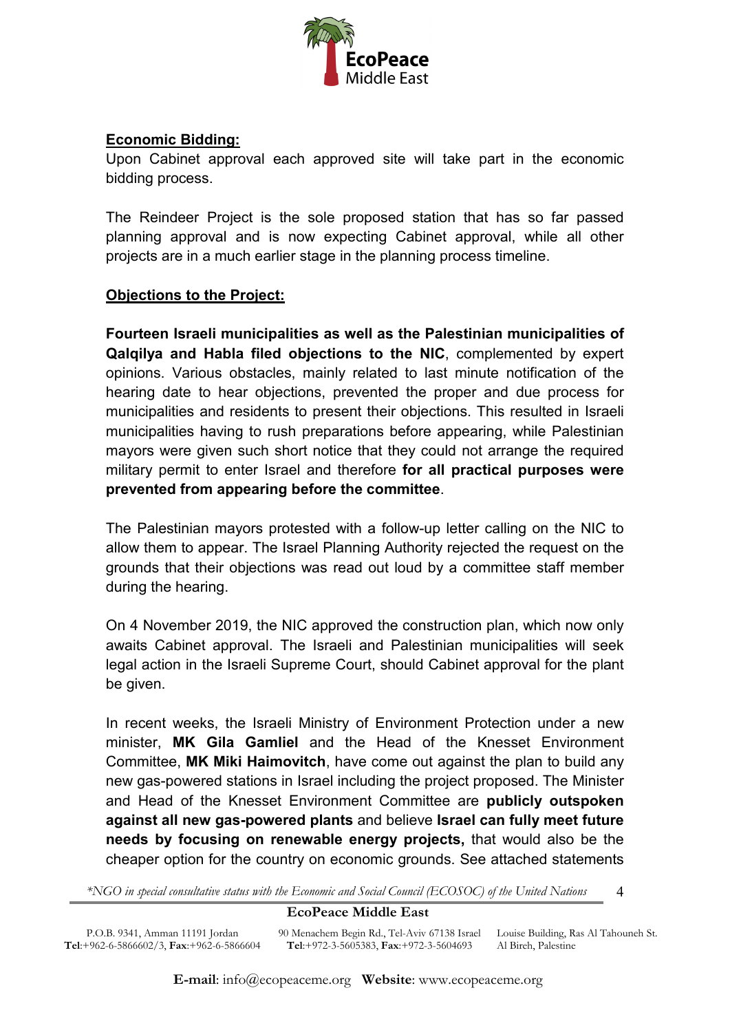**Economic Bidding:**

Upon Cabinet approval each approved site will take part in the economic bidding process.

The Reindeer Project is the sole proposed station that has so far passed planning approval and is now expecting Cabinet approval, while all other projects are in a much earlier stage in the planning process timeline.

**Objections to the Project:**

**Fourteen Israeli municipalities as well as the Palestinian municipalities of Qalqilya and Habla filed objections to the NIC**, complemented by expert opinions. Various obstacles, mainly related to last minute notification of the hearing date to hear objections, prevented the proper and due process for municipalities and residents to present their objections. This resulted in Israeli municipalities having to rush preparations before appearing, while Palestinian mayors were given such short notice that they could not arrange the required military permit to enter Israel and therefore **for all practical purposes were prevented from appearing before the committee**.

The Palestinian mayors protested with a follow-up letter calling on the NIC to allow them to appear. The Israel Planning Authority rejected the request on the grounds that their objections was read out loud by a committee staff member during the hearing.

On 4 November 2019, the NIC approved the construction plan, which now only awaits Cabinet approval. The Israeli and Palestinian municipalities will seek legal action in the Israeli Supreme Court, should Cabinet approval for the plant be given.

In recent weeks, the Israeli Ministry of Environment Protection under a new minister, **MK Gila Gamliel** and the Head of the Knesset Environment Committee, **MK Miki Haimovitch**, have come out against the plan to build any new gas-powered stations in Israel including the project proposed. The Minister and Head of the Knesset Environment Committee are **publicly outspoken against all new gas-powered plants** and believe **Israel can fully meet future needs by focusing on renewable energy projects,** that would also be the cheaper option for the country on economic grounds. See attached statements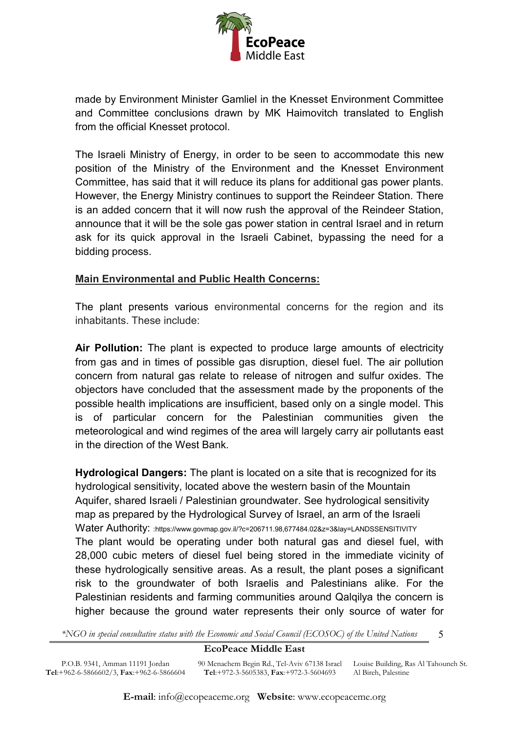made by Environment Minister Gamliel in the Knesset Environment Committee and Committee conclusions drawn by MK Haimovitch translated to English from the official Knesset protocol.

The Israeli Ministry of Energy, in order to be seen to accommodate this new position of the Ministry of the Environment and the Knesset Environment Committee, has said that it will reduce its plans for additional gas power plants. However, the Energy Ministry continues to support the Reindeer Station. There is an added concern that it will now rush the approval of the Reindeer Station, announce that it will be the sole gas power station in central Israel and in return ask for its quick approval in the Israeli Cabinet, bypassing the need for a bidding process.

## Main Environmental and Public Health Concerns:

The plant presents various environmental concerns for the region and its inhabitants. These include:

**Air Pollution:** The plant is expected to produce large amounts of electricity from gas and in times of possible gas disruption, diesel fuel. The air pollution concern from natural gas relate to release of nitrogen and sulfur oxides. The objectors have concluded that the assessment made by the proponents of the possible health implications are insufficient, based only on a single model. This is of particular concern for the Palestinian communities given the meteorological and wind regimes of the area will largely carry air pollutants east in the direction of the West Bank.

**Hydrological Dangers:** The plant is located on a site that is recognized for its hydrological sensitivity, located above the western basin of the Mountain Aquifer, shared Israeli / Palestinian groundwater. See hydrological sensitivity map as prepared by the Hydrological Survey of Israel, an arm of the Israeli Water Authority: :https://www.govmap.gov.il/?c=206711.98,677484.02&z=3&lay=LANDSSENSITIVITY
The plant would be operating under both natural gas and diesel fuel, with 28,000 cubic meters of diesel fuel being stored in the immediate vicinity of these hydrologically sensitive areas. As a result, the plant poses a significant risk to the groundwater of both Israelis and Palestinians alike. For the Palestinian residents and farming communities around Qalqilya the concern is higher because the ground water represents their only source of water for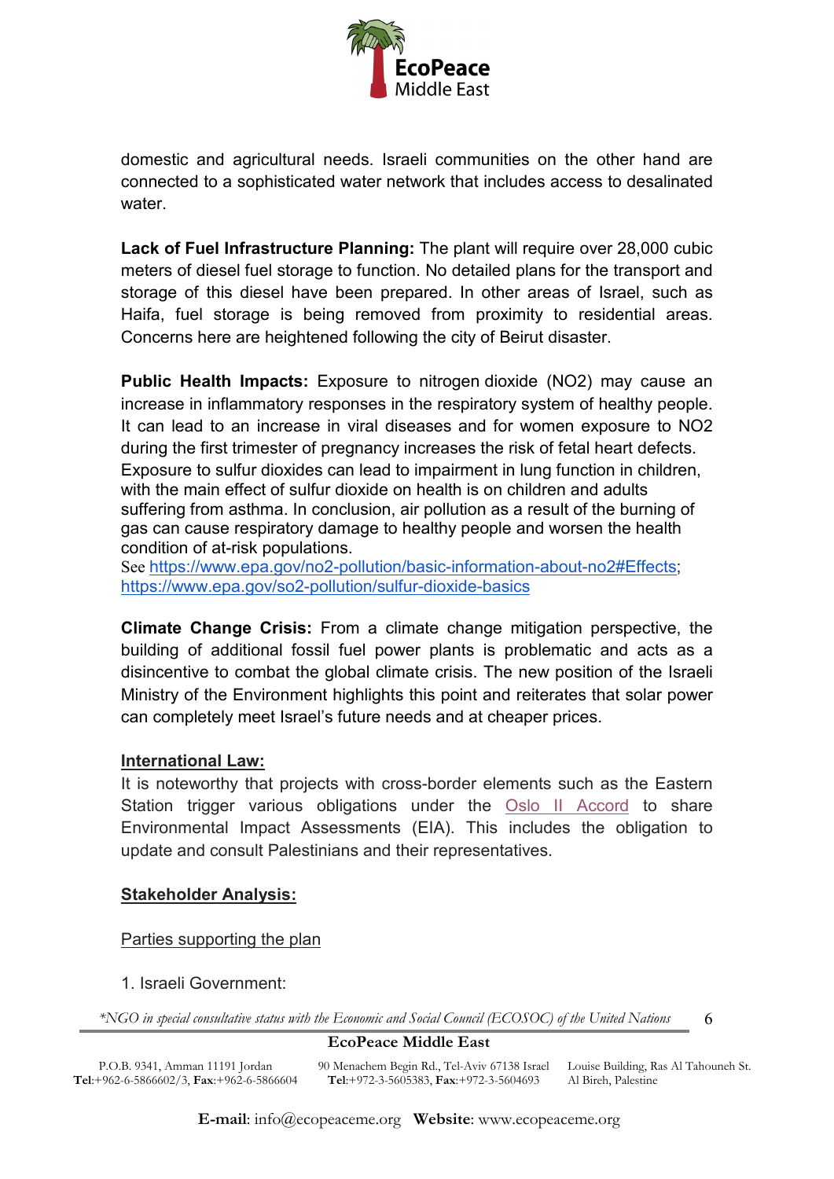domestic and agricultural needs. Israeli communities on the other hand are connected to a sophisticated water network that includes access to desalinated water.

**Lack of Fuel Infrastructure Planning:** The plant will require over 28,000 cubic meters of diesel fuel storage to function. No detailed plans for the transport and storage of this diesel have been prepared. In other areas of Israel, such as Haifa, fuel storage is being removed from proximity to residential areas. Concerns here are heightened following the city of Beirut disaster.

**Public Health Impacts:** Exposure to nitrogen dioxide ($NO_2$) may cause an increase in inflammatory responses in the respiratory system of healthy people. It can lead to an increase in viral diseases and for women exposure to $NO_2$ during the first trimester of pregnancy increases the risk of fetal heart defects. Exposure to sulfur dioxides can lead to impairment in lung function in children, with the main effect of sulfur dioxide on health is on children and adults suffering from asthma. In conclusion, air pollution as a result of the burning of gas can cause respiratory damage to healthy people and worsen the health condition of at-risk populations.
See https://www.epa.gov/no2-pollution/basic-information-about-no2#Effects; https://www.epa.gov/so2-pollution/sulfur-dioxide-basics

**Climate Change Crisis:** From a climate change mitigation perspective, the building of additional fossil fuel power plants is problematic and acts as a disincentive to combat the global climate crisis. The new position of the Israeli Ministry of the Environment highlights this point and reiterates that solar power can completely meet Israel's future needs and at cheaper prices.

**International Law:**

It is noteworthy that projects with cross-border elements such as the Eastern Station trigger various obligations under the Oslo II Accord to share Environmental Impact Assessments (EIA). This includes the obligation to update and consult Palestinians and their representatives.

**Stakeholder Analysis:**

Parties supporting the plan

1. Israeli Government: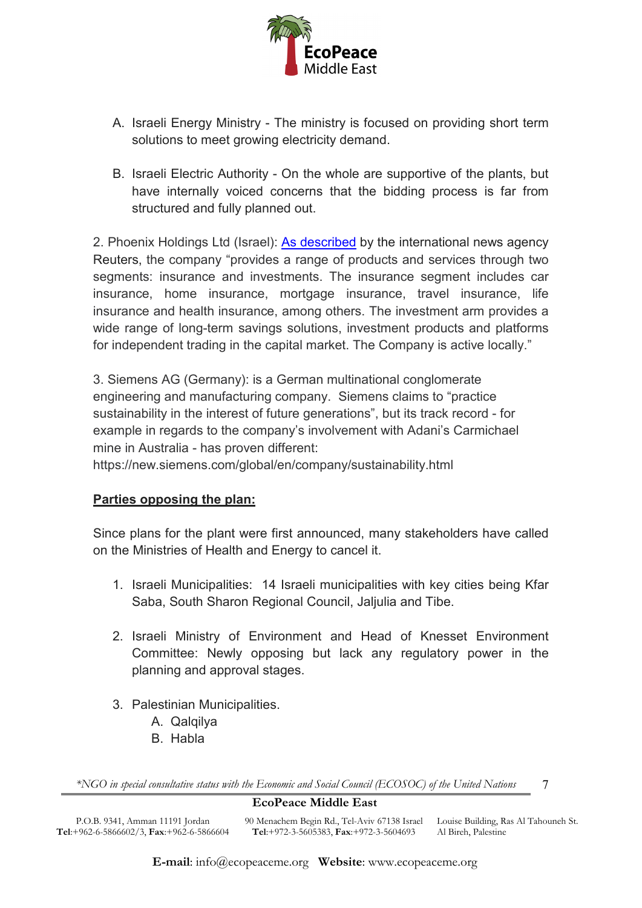A. Israeli Energy Ministry - The ministry is focused on providing short term solutions to meet growing electricity demand.

B. Israeli Electric Authority - On the whole are supportive of the plants, but have internally voiced concerns that the bidding process is far from structured and fully planned out.

2. Phoenix Holdings Ltd (Israel): As described by the international news agency Reuters, the company "provides a range of products and services through two segments: insurance and investments. The insurance segment includes car insurance, home insurance, mortgage insurance, travel insurance, life insurance and health insurance, among others. The investment arm provides a wide range of long-term savings solutions, investment products and platforms for independent trading in the capital market. The Company is active locally."

3. Siemens AG (Germany): is a German multinational conglomerate engineering and manufacturing company. Siemens claims to "practice sustainability in the interest of future generations", but its track record - for example in regards to the company's involvement with Adani's Carmichael mine in Australia - has proven different: https://new.siemens.com/global/en/company/sustainability.html

**Parties opposing the plan:**

Since plans for the plant were first announced, many stakeholders have called on the Ministries of Health and Energy to cancel it.

1. Israeli Municipalities: 14 Israeli municipalities with key cities being Kfar Saba, South Sharon Regional Council, Jaljulia and Tibe.

2. Israeli Ministry of Environment and Head of Knesset Environment Committee: Newly opposing but lack any regulatory power in the planning and approval stages.

3. Palestinian Municipalities.
   A. Qalqilya
   B. Habla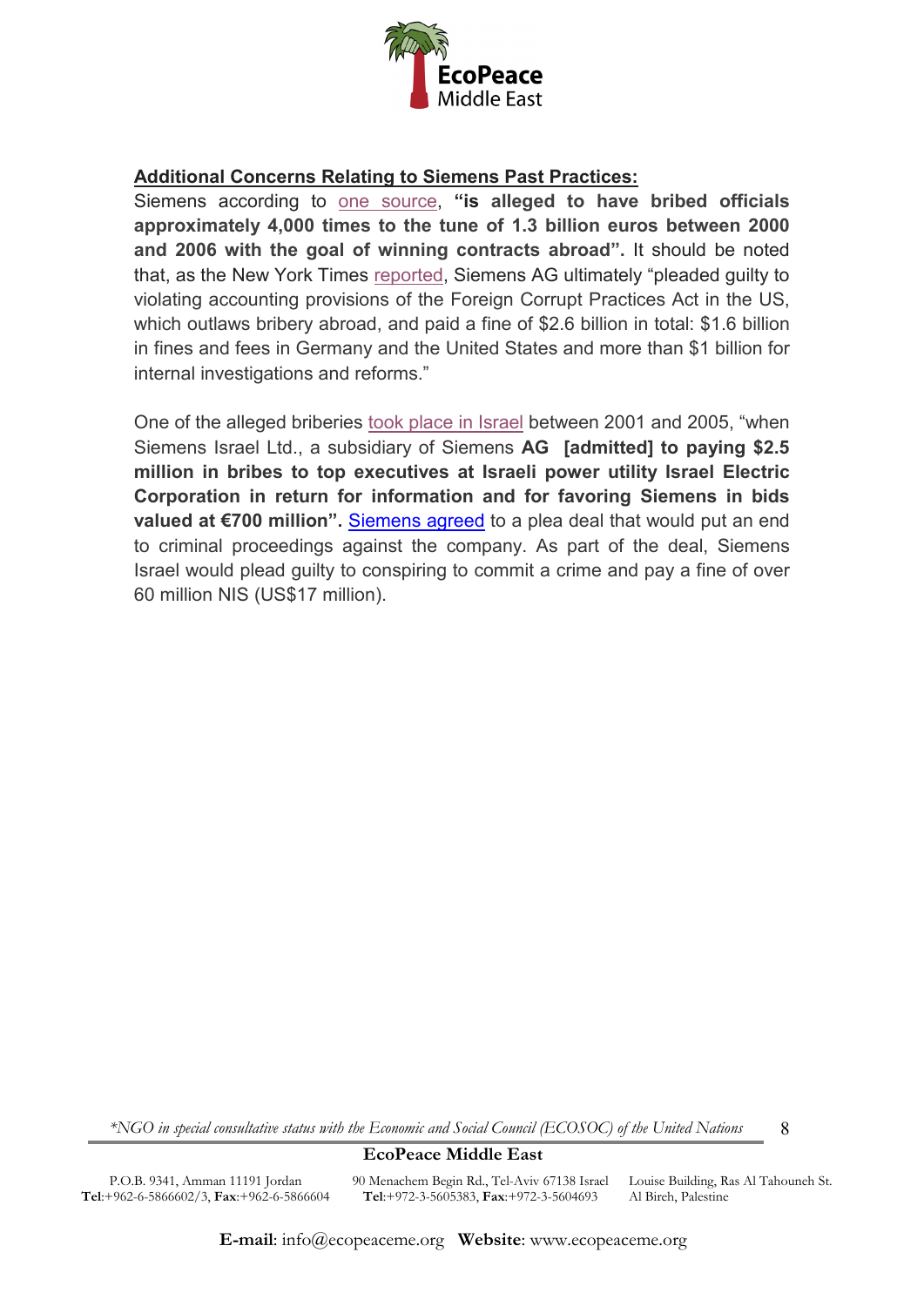**Additional Concerns Relating to Siemens Past Practices:**

Siemens according to one source, **"is alleged to have bribed officials approximately 4,000 times to the tune of 1.3 billion euros between 2000 and 2006 with the goal of winning contracts abroad".** It should be noted that, as the New York Times reported, Siemens AG ultimately "pleaded guilty to violating accounting provisions of the Foreign Corrupt Practices Act in the US, which outlaws bribery abroad, and paid a fine of $2.6 billion in total: $1.6 billion in fines and fees in Germany and the United States and more than $1 billion for internal investigations and reforms."

One of the alleged briberies took place in Israel between 2001 and 2005, "when Siemens Israel Ltd., a subsidiary of Siemens **AG [admitted] to paying $2.5 million in bribes to top executives at Israeli power utility Israel Electric Corporation in return for information and for favoring Siemens in bids valued at €700 million".** Siemens agreed to a plea deal that would put an end to criminal proceedings against the company. As part of the deal, Siemens Israel would plead guilty to conspiring to commit a crime and pay a fine of over 60 million NIS (US$17 million).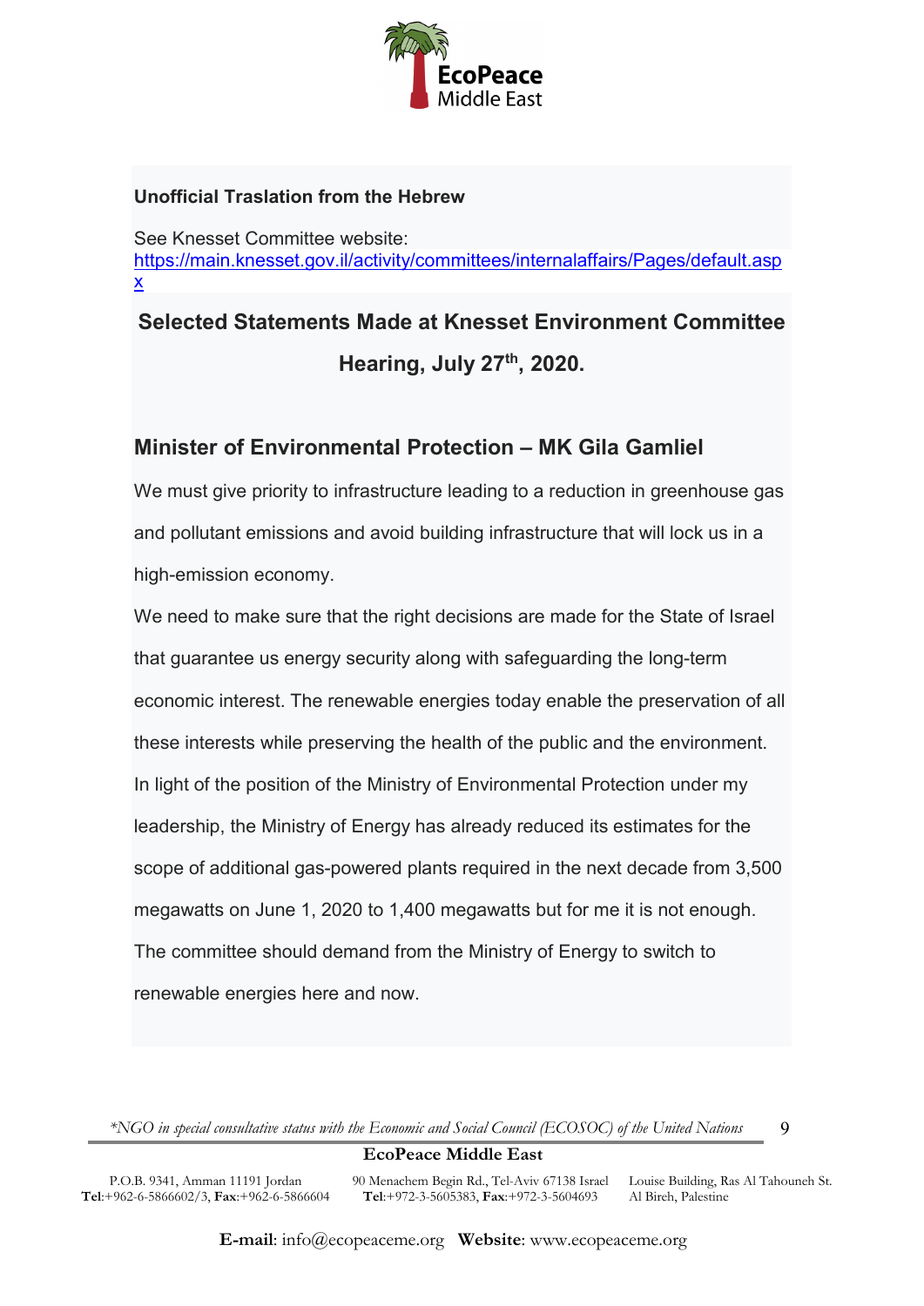**Unofficial Traslation from the Hebrew**

See Knesset Committee website: [https://main.knesset.gov.il/activity/committees/internalaffairs/Pages/default.aspx](https://main.knesset.gov.il/activity/committees/internalaffairs/Pages/default.aspx)

# Selected Statements Made at Knesset Environment Committee Hearing, July 27th, 2020.

## Minister of Environmental Protection – MK Gila Gamliel

We must give priority to infrastructure leading to a reduction in greenhouse gas and pollutant emissions and avoid building infrastructure that will lock us in a high-emission economy.

We need to make sure that the right decisions are made for the State of Israel that guarantee us energy security along with safeguarding the long-term economic interest. The renewable energies today enable the preservation of all these interests while preserving the health of the public and the environment. In light of the position of the Ministry of Environmental Protection under my leadership, the Ministry of Energy has already reduced its estimates for the scope of additional gas-powered plants required in the next decade from 3,500 megawatts on June 1, 2020 to 1,400 megawatts but for me it is not enough. The committee should demand from the Ministry of Energy to switch to renewable energies here and now.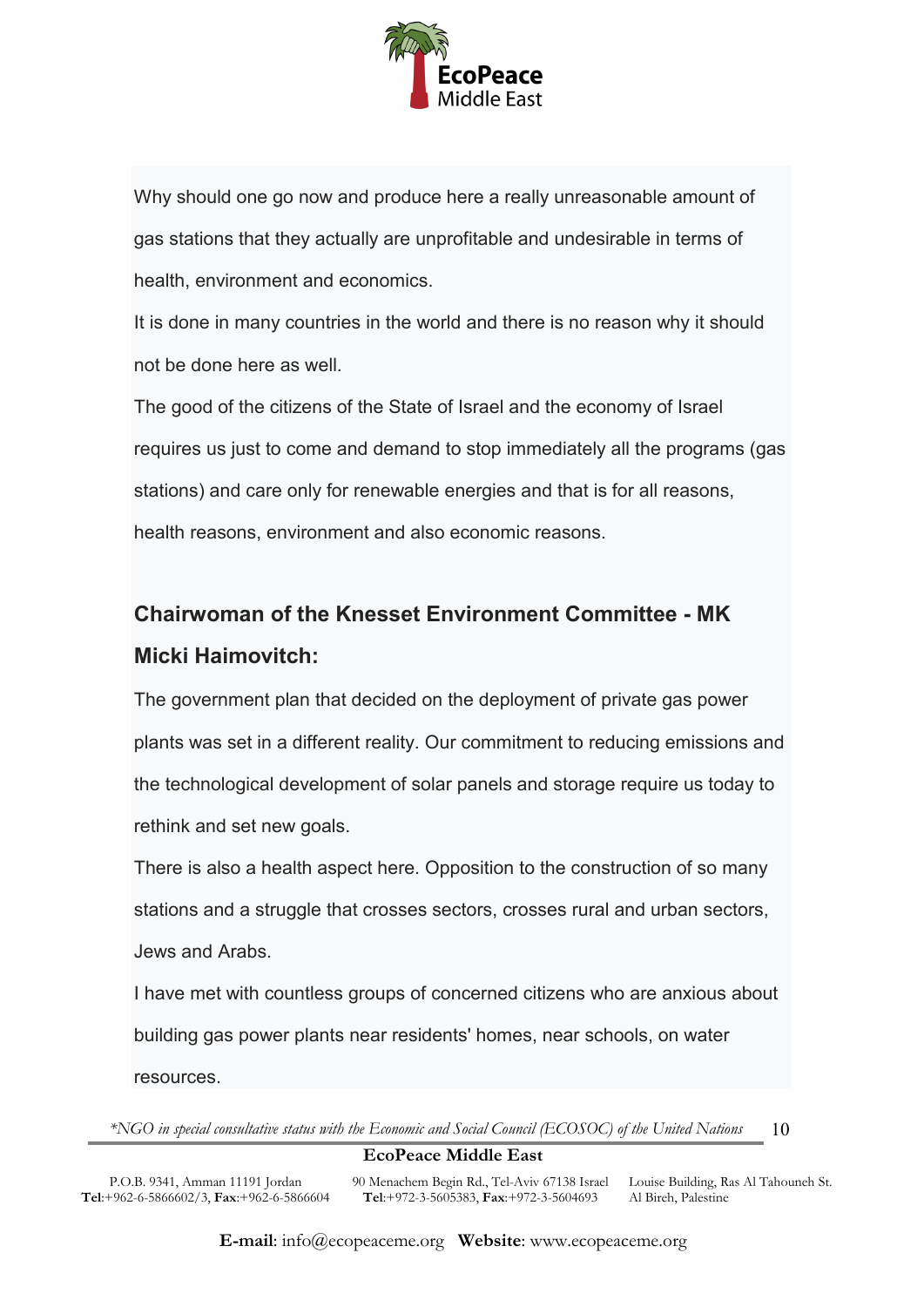Why should one go now and produce here a really unreasonable amount of gas stations that they actually are unprofitable and undesirable in terms of health, environment and economics.

It is done in many countries in the world and there is no reason why it should not be done here as well.

The good of the citizens of the State of Israel and the economy of Israel requires us just to come and demand to stop immediately all the programs (gas stations) and care only for renewable energies and that is for all reasons, health reasons, environment and also economic reasons.

## Chairwoman of the Knesset Environment Committee - MK Micki Haimovitch:

The government plan that decided on the deployment of private gas power plants was set in a different reality. Our commitment to reducing emissions and the technological development of solar panels and storage require us today to rethink and set new goals.

There is also a health aspect here. Opposition to the construction of so many stations and a struggle that crosses sectors, crosses rural and urban sectors, Jews and Arabs.

I have met with countless groups of concerned citizens who are anxious about building gas power plants near residents' homes, near schools, on water resources.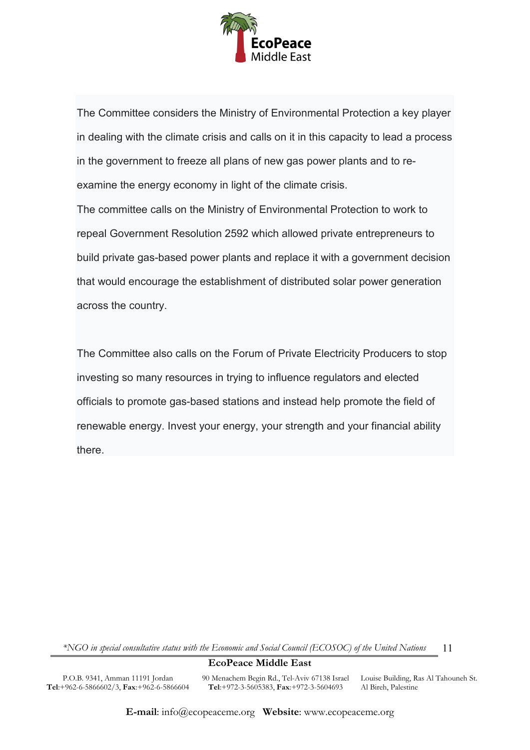The Committee considers the Ministry of Environmental Protection a key player in dealing with the climate crisis and calls on it in this capacity to lead a process in the government to freeze all plans of new gas power plants and to re-examine the energy economy in light of the climate crisis.

The committee calls on the Ministry of Environmental Protection to work to repeal Government Resolution 2592 which allowed private entrepreneurs to build private gas-based power plants and replace it with a government decision that would encourage the establishment of distributed solar power generation across the country.

The Committee also calls on the Forum of Private Electricity Producers to stop investing so many resources in trying to influence regulators and elected officials to promote gas-based stations and instead help promote the field of renewable energy. Invest your energy, your strength and your financial ability there.